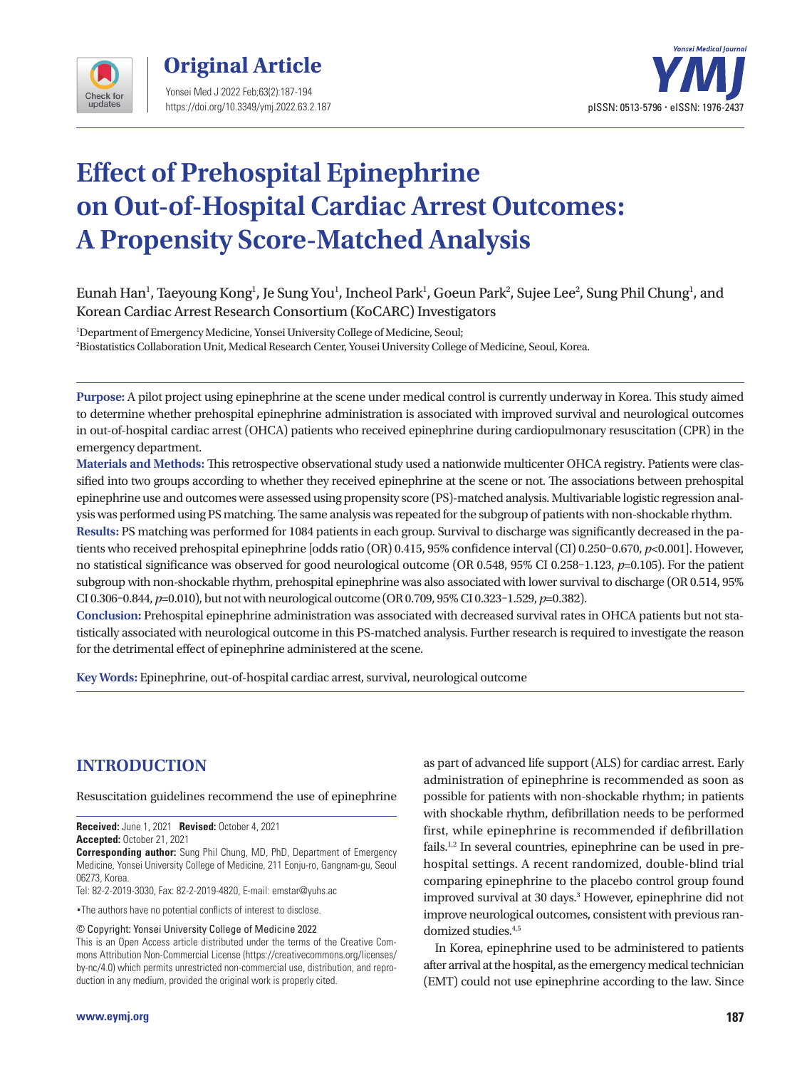Original Article

# Effect of Prehospital Epinephrine on Out-of-Hospital Cardiac Arrest Outcomes: A Propensity Score-Matched Analysis

Eunah Han[1], Taeyoung Kong[1], Je Sung You[1], Incheol Park[1], Goeun Park[2], Sujee Lee[2], Sung Phil Chung[1], and Korean Cardiac Arrest Research Consortium (KoCARC) Investigators

[1]Department of Emergency Medicine, Yonsei University College of Medicine, Seoul;
[2]Biostatistics Collaboration Unit, Medical Research Center, Yousei University College of Medicine, Seoul, Korea.

**Purpose:** A pilot project using epinephrine at the scene under medical control is currently underway in Korea. This study aimed to determine whether prehospital epinephrine administration is associated with improved survival and neurological outcomes in out-of-hospital cardiac arrest (OHCA) patients who received epinephrine during cardiopulmonary resuscitation (CPR) in the emergency department.

**Materials and Methods:** This retrospective observational study used a nationwide multicenter OHCA registry. Patients were classified into two groups according to whether they received epinephrine at the scene or not. The associations between prehospital epinephrine use and outcomes were assessed using propensity score (PS)-matched analysis. Multivariable logistic regression analysis was performed using PS matching. The same analysis was repeated for the subgroup of patients with non-shockable rhythm.

**Results:** PS matching was performed for 1084 patients in each group. Survival to discharge was significantly decreased in the patients who received prehospital epinephrine [odds ratio (OR) 0.415, 95% confidence interval (CI) 0.250–0.670, $p$<0.001]. However, no statistical significance was observed for good neurological outcome (OR 0.548, 95% CI 0.258–1.123, $p$=0.105). For the patient subgroup with non-shockable rhythm, prehospital epinephrine was also associated with lower survival to discharge (OR 0.514, 95% CI 0.306–0.844, $p$=0.010), but not with neurological outcome (OR 0.709, 95% CI 0.323–1.529, $p$=0.382).

**Conclusion:** Prehospital epinephrine administration was associated with decreased survival rates in OHCA patients but not statistically associated with neurological outcome in this PS-matched analysis. Further research is required to investigate the reason for the detrimental effect of epinephrine administered at the scene.

**Key Words:** Epinephrine, out-of-hospital cardiac arrest, survival, neurological outcome

## INTRODUCTION

Resuscitation guidelines recommend the use of epinephrine as part of advanced life support (ALS) for cardiac arrest. Early administration of epinephrine is recommended as soon as possible for patients with non-shockable rhythm; in patients with shockable rhythm, defibrillation needs to be performed first, while epinephrine is recommended if defibrillation fails.[1,2] In several countries, epinephrine can be used in prehospital settings. A recent randomized, double-blind trial comparing epinephrine to the placebo control group found improved survival at 30 days.[3] However, epinephrine did not improve neurological outcomes, consistent with previous randomized studies.[4,5]

In Korea, epinephrine used to be administered to patients after arrival at the hospital, as the emergency medical technician (EMT) could not use epinephrine according to the law. Since

**Received:** June 1, 2021 **Revised:** October 4, 2021
**Accepted:** October 21, 2021
**Corresponding author:** Sung Phil Chung, MD, PhD, Department of Emergency Medicine, Yonsei University College of Medicine, 211 Eonju-ro, Gangnam-gu, Seoul 06273, Korea.
Tel: 82-2-2019-3030, Fax: 82-2-2019-4820, E-mail: emstar@yuhs.ac

•The authors have no potential conflicts of interest to disclose.

© Copyright: Yonsei University College of Medicine 2022
This is an Open Access article distributed under the terms of the Creative Commons Attribution Non-Commercial License (https://creativecommons.org/licenses/by-nc/4.0) which permits unrestricted non-commercial use, distribution, and reproduction in any medium, provided the original work is properly cited.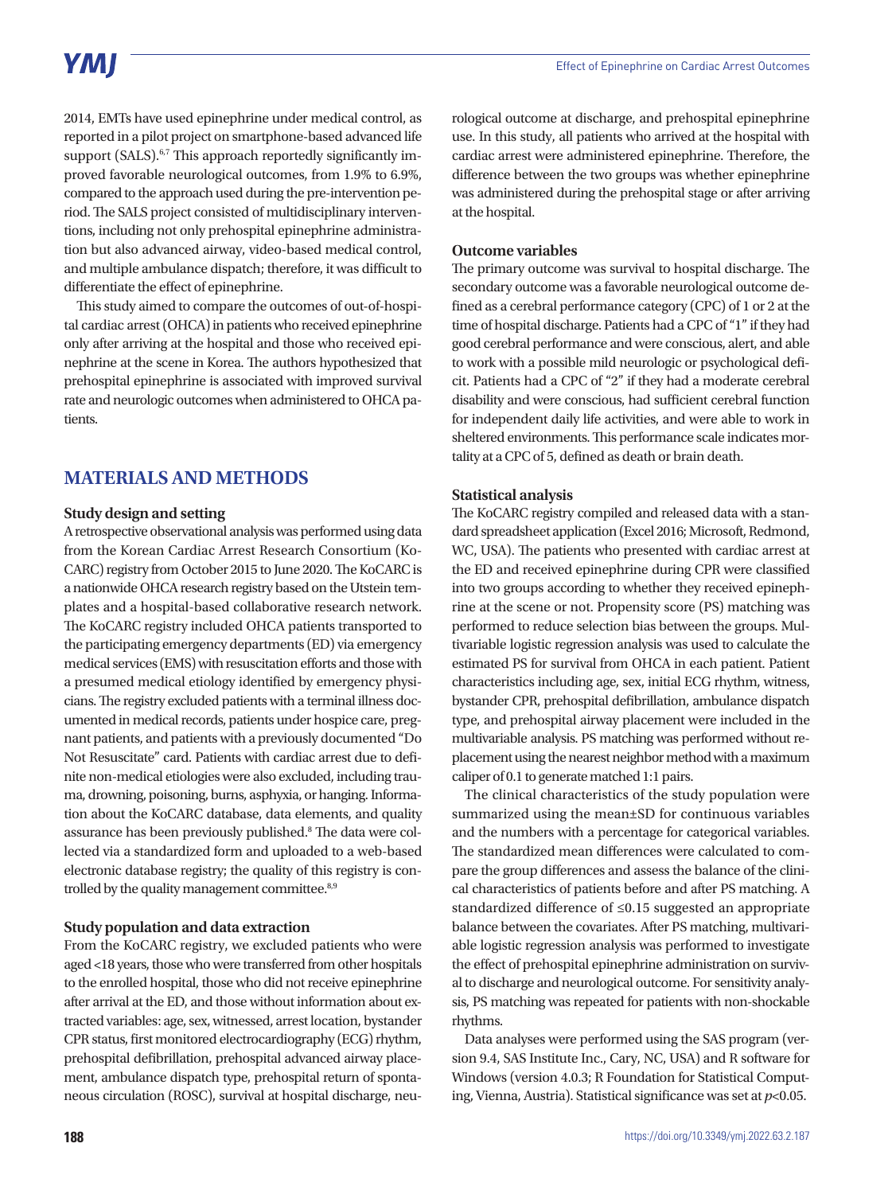2014, EMTs have used epinephrine under medical control, as reported in a pilot project on smartphone-based advanced life support (SALS).[6,7] This approach reportedly significantly improved favorable neurological outcomes, from 1.9% to 6.9%, compared to the approach used during the pre-intervention period. The SALS project consisted of multidisciplinary interventions, including not only prehospital epinephrine administration but also advanced airway, video-based medical control, and multiple ambulance dispatch; therefore, it was difficult to differentiate the effect of epinephrine.

This study aimed to compare the outcomes of out-of-hospital cardiac arrest (OHCA) in patients who received epinephrine only after arriving at the hospital and those who received epinephrine at the scene in Korea. The authors hypothesized that prehospital epinephrine is associated with improved survival rate and neurologic outcomes when administered to OHCA patients.

## MATERIALS AND METHODS

### Study design and setting

A retrospective observational analysis was performed using data from the Korean Cardiac Arrest Research Consortium (KoCARC) registry from October 2015 to June 2020. The KoCARC is a nationwide OHCA research registry based on the Utstein templates and a hospital-based collaborative research network. The KoCARC registry included OHCA patients transported to the participating emergency departments (ED) via emergency medical services (EMS) with resuscitation efforts and those with a presumed medical etiology identified by emergency physicians. The registry excluded patients with a terminal illness documented in medical records, patients under hospice care, pregnant patients, and patients with a previously documented "Do Not Resuscitate" card. Patients with cardiac arrest due to definite non-medical etiologies were also excluded, including trauma, drowning, poisoning, burns, asphyxia, or hanging. Information about the KoCARC database, data elements, and quality assurance has been previously published.[8] The data were collected via a standardized form and uploaded to a web-based electronic database registry; the quality of this registry is controlled by the quality management committee.[8,9]

### Study population and data extraction

From the KoCARC registry, we excluded patients who were aged <18 years, those who were transferred from other hospitals to the enrolled hospital, those who did not receive epinephrine after arrival at the ED, and those without information about extracted variables: age, sex, witnessed, arrest location, bystander CPR status, first monitored electrocardiography (ECG) rhythm, prehospital defibrillation, prehospital advanced airway placement, ambulance dispatch type, prehospital return of spontaneous circulation (ROSC), survival at hospital discharge, neurological outcome at discharge, and prehospital epinephrine use. In this study, all patients who arrived at the hospital with cardiac arrest were administered epinephrine. Therefore, the difference between the two groups was whether epinephrine was administered during the prehospital stage or after arriving at the hospital.

### Outcome variables

The primary outcome was survival to hospital discharge. The secondary outcome was a favorable neurological outcome defined as a cerebral performance category (CPC) of 1 or 2 at the time of hospital discharge. Patients had a CPC of "1" if they had good cerebral performance and were conscious, alert, and able to work with a possible mild neurologic or psychological deficit. Patients had a CPC of "2" if they had a moderate cerebral disability and were conscious, had sufficient cerebral function for independent daily life activities, and were able to work in sheltered environments. This performance scale indicates mortality at a CPC of 5, defined as death or brain death.

### Statistical analysis

The KoCARC registry compiled and released data with a standard spreadsheet application (Excel 2016; Microsoft, Redmond, WC, USA). The patients who presented with cardiac arrest at the ED and received epinephrine during CPR were classified into two groups according to whether they received epinephrine at the scene or not. Propensity score (PS) matching was performed to reduce selection bias between the groups. Multivariable logistic regression analysis was used to calculate the estimated PS for survival from OHCA in each patient. Patient characteristics including age, sex, initial ECG rhythm, witness, bystander CPR, prehospital defibrillation, ambulance dispatch type, and prehospital airway placement were included in the multivariable analysis. PS matching was performed without replacement using the nearest neighbor method with a maximum caliper of 0.1 to generate matched 1:1 pairs.

The clinical characteristics of the study population were summarized using the mean±SD for continuous variables and the numbers with a percentage for categorical variables. The standardized mean differences were calculated to compare the group differences and assess the balance of the clinical characteristics of patients before and after PS matching. A standardized difference of ≤0.15 suggested an appropriate balance between the covariates. After PS matching, multivariable logistic regression analysis was performed to investigate the effect of prehospital epinephrine administration on survival to discharge and neurological outcome. For sensitivity analysis, PS matching was repeated for patients with non-shockable rhythms.

Data analyses were performed using the SAS program (version 9.4, SAS Institute Inc., Cary, NC, USA) and R software for Windows (version 4.0.3; R Foundation for Statistical Computing, Vienna, Austria). Statistical significance was set at $p<0.05$.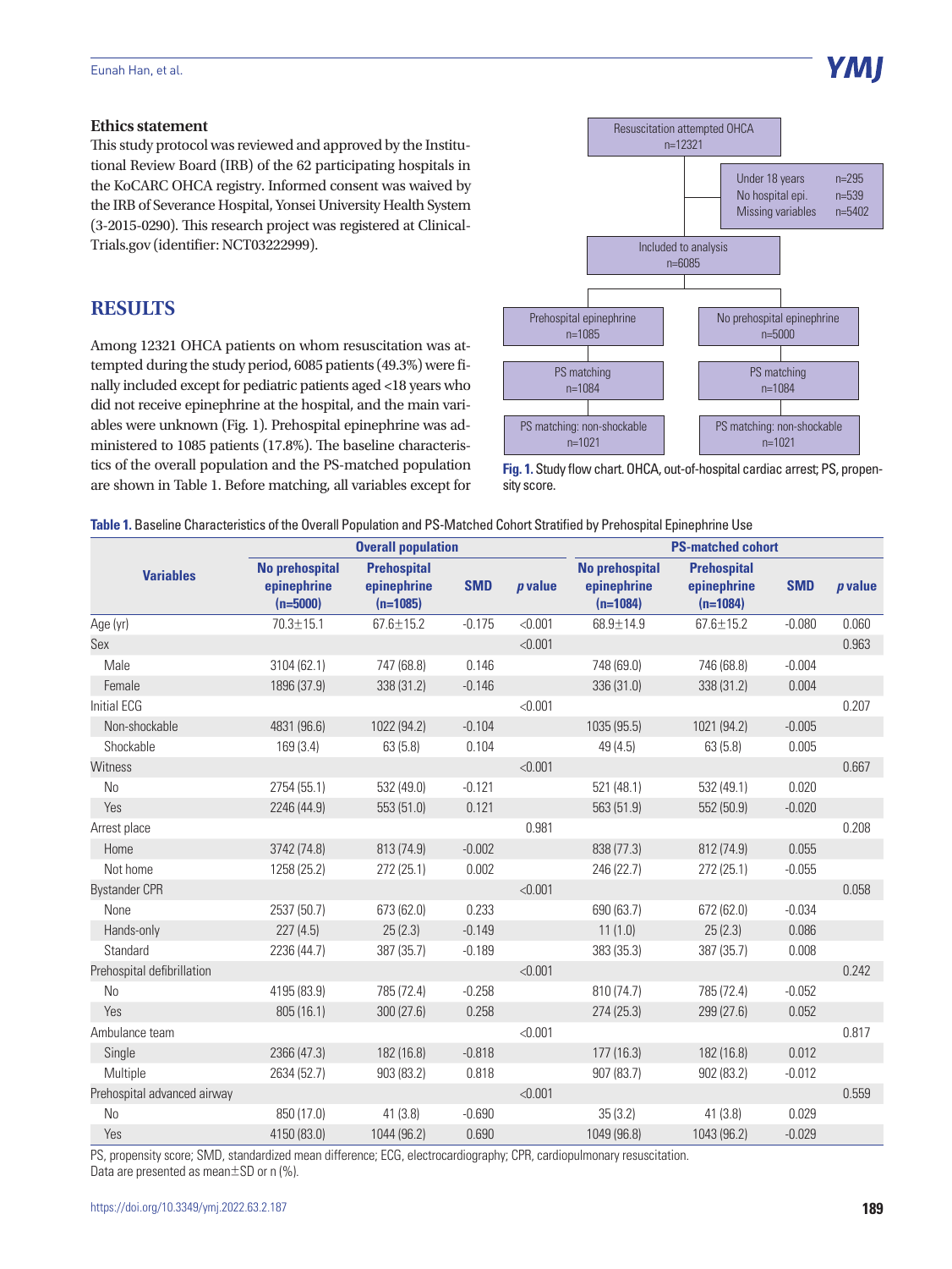### Ethics statement

This study protocol was reviewed and approved by the Institutional Review Board (IRB) of the 62 participating hospitals in the KoCARC OHCA registry. Informed consent was waived by the IRB of Severance Hospital, Yonsei University Health System (3-2015-0290). This research project was registered at ClinicalTrials.gov (identifier: NCT03222999).

## RESULTS

Among 12321 OHCA patients on whom resuscitation was attempted during the study period, 6085 patients (49.3%) were finally included except for pediatric patients aged <18 years who did not receive epinephrine at the hospital, and the main variables were unknown (Fig. 1). Prehospital epinephrine was administered to 1085 patients (17.8%). The baseline characteristics of the overall population and the PS-matched population are shown in Table 1. Before matching, all variables except for

Resuscitation attempted OHCA
n=12321

Under 18 years n=295
No hospital epi. n=539
Missing variables n=5402

Included to analysis
n=6085

Prehospital epinephrine
n=1085

No prehospital epinephrine
n=5000

PS matching
n=1084

PS matching
n=1084

PS matching: non-shockable
n=1021

PS matching: non-shockable
n=1021

**Fig. 1.** Study flow chart. OHCA, out-of-hospital cardiac arrest; PS, propensity score.

**Table 1.** Baseline Characteristics of the Overall Population and PS-Matched Cohort Stratified by Prehospital Epinephrine Use

| Variables | Overall population | | | | PS-matched cohort | | | |
|---|---|---|---|---|---|---|---|---|
| | No prehospital epinephrine (n=5000) | Prehospital epinephrine (n=1085) | SMD | *p* value | No prehospital epinephrine (n=1084) | Prehospital epinephrine (n=1084) | SMD | *p* value |
| Age (yr) | 70.3±15.1 | 67.6±15.2 | -0.175 | <0.001 | 68.9±14.9 | 67.6±15.2 | -0.080 | 0.060 |
| Sex | | | | <0.001 | | | | 0.963 |
| Male | 3104 (62.1) | 747 (68.8) | 0.146 | | 748 (69.0) | 746 (68.8) | -0.004 | |
| Female | 1896 (37.9) | 338 (31.2) | -0.146 | | 336 (31.0) | 338 (31.2) | 0.004 | |
| Initial ECG | | | | <0.001 | | | | 0.207 |
| Non-shockable | 4831 (96.6) | 1022 (94.2) | -0.104 | | 1035 (95.5) | 1021 (94.2) | -0.005 | |
| Shockable | 169 (3.4) | 63 (5.8) | 0.104 | | 49 (4.5) | 63 (5.8) | 0.005 | |
| Witness | | | | <0.001 | | | | 0.667 |
| No | 2754 (55.1) | 532 (49.0) | -0.121 | | 521 (48.1) | 532 (49.1) | 0.020 | |
| Yes | 2246 (44.9) | 553 (51.0) | 0.121 | | 563 (51.9) | 552 (50.9) | -0.020 | |
| Arrest place | | | | 0.981 | | | | 0.208 |
| Home | 3742 (74.8) | 813 (74.9) | -0.002 | | 838 (77.3) | 812 (74.9) | 0.055 | |
| Not home | 1258 (25.2) | 272 (25.1) | 0.002 | | 246 (22.7) | 272 (25.1) | -0.055 | |
| Bystander CPR | | | | <0.001 | | | | 0.058 |
| None | 2537 (50.7) | 673 (62.0) | 0.233 | | 690 (63.7) | 672 (62.0) | -0.034 | |
| Hands-only | 227 (4.5) | 25 (2.3) | -0.149 | | 11 (1.0) | 25 (2.3) | 0.086 | |
| Standard | 2236 (44.7) | 387 (35.7) | -0.189 | | 383 (35.3) | 387 (35.7) | 0.008 | |
| Prehospital defibrillation | | | | <0.001 | | | | 0.242 |
| No | 4195 (83.9) | 785 (72.4) | -0.258 | | 810 (74.7) | 785 (72.4) | -0.052 | |
| Yes | 805 (16.1) | 300 (27.6) | 0.258 | | 274 (25.3) | 299 (27.6) | 0.052 | |
| Ambulance team | | | | <0.001 | | | | 0.817 |
| Single | 2366 (47.3) | 182 (16.8) | -0.818 | | 177 (16.3) | 182 (16.8) | 0.012 | |
| Multiple | 2634 (52.7) | 903 (83.2) | 0.818 | | 907 (83.7) | 902 (83.2) | -0.012 | |
| Prehospital advanced airway | | | | <0.001 | | | | 0.559 |
| No | 850 (17.0) | 41 (3.8) | -0.690 | | 35 (3.2) | 41 (3.8) | 0.029 | |
| Yes | 4150 (83.0) | 1044 (96.2) | 0.690 | | 1049 (96.8) | 1043 (96.2) | -0.029 | |

PS, propensity score; SMD, standardized mean difference; ECG, electrocardiography; CPR, cardiopulmonary resuscitation.
Data are presented as mean±SD or n (%).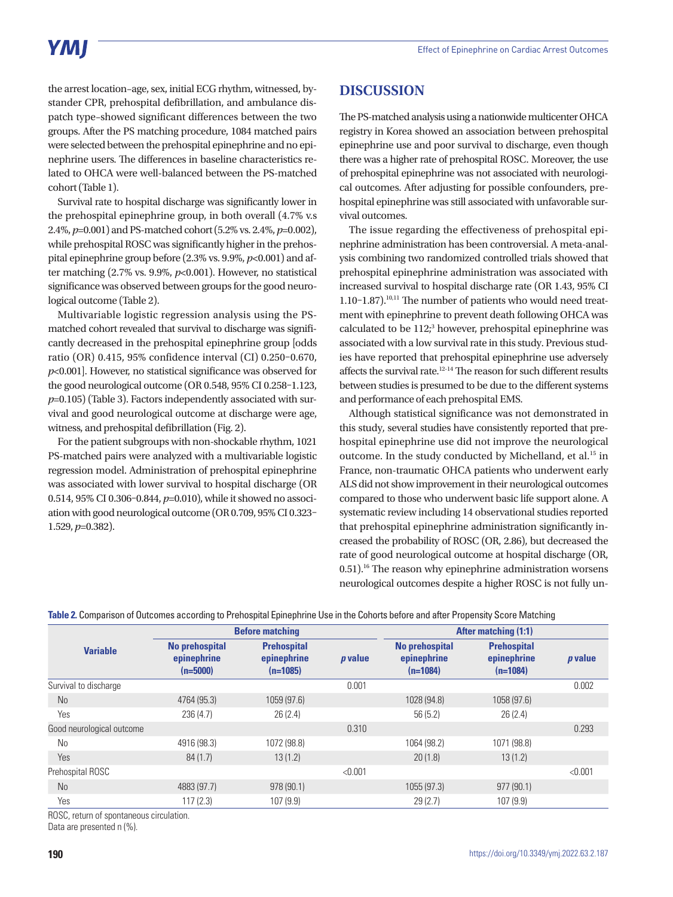the arrest location–age, sex, initial ECG rhythm, witnessed, bystander CPR, prehospital defibrillation, and ambulance dispatch type–showed significant differences between the two groups. After the PS matching procedure, 1084 matched pairs were selected between the prehospital epinephrine and no epinephrine users. The differences in baseline characteristics related to OHCA were well-balanced between the PS-matched cohort (Table 1).

Survival rate to hospital discharge was significantly lower in the prehospital epinephrine group, in both overall (4.7% v.s 2.4%, $p$=0.001) and PS-matched cohort (5.2% vs. 2.4%, $p$=0.002), while prehospital ROSC was significantly higher in the prehospital epinephrine group before (2.3% vs. 9.9%, $p$<0.001) and after matching (2.7% vs. 9.9%, $p$<0.001). However, no statistical significance was observed between groups for the good neurological outcome (Table 2).

Multivariable logistic regression analysis using the PS-matched cohort revealed that survival to discharge was significantly decreased in the prehospital epinephrine group [odds ratio (OR) 0.415, 95% confidence interval (CI) 0.250–0.670, $p$<0.001]. However, no statistical significance was observed for the good neurological outcome (OR 0.548, 95% CI 0.258–1.123, $p$=0.105) (Table 3). Factors independently associated with survival and good neurological outcome at discharge were age, witness, and prehospital defibrillation (Fig. 2).

For the patient subgroups with non-shockable rhythm, 1021 PS-matched pairs were analyzed with a multivariable logistic regression model. Administration of prehospital epinephrine was associated with lower survival to hospital discharge (OR 0.514, 95% CI 0.306–0.844, $p$=0.010), while it showed no association with good neurological outcome (OR 0.709, 95% CI 0.323–1.529, $p$=0.382).

## DISCUSSION

The PS-matched analysis using a nationwide multicenter OHCA registry in Korea showed an association between prehospital epinephrine use and poor survival to discharge, even though there was a higher rate of prehospital ROSC. Moreover, the use of prehospital epinephrine was not associated with neurological outcomes. After adjusting for possible confounders, prehospital epinephrine was still associated with unfavorable survival outcomes.

The issue regarding the effectiveness of prehospital epinephrine administration has been controversial. A meta-analysis combining two randomized controlled trials showed that prehospital epinephrine administration was associated with increased survival to hospital discharge rate (OR 1.43, 95% CI 1.10–1.87).[10,11] The number of patients who would need treatment with epinephrine to prevent death following OHCA was calculated to be 112;[3] however, prehospital epinephrine was associated with a low survival rate in this study. Previous studies have reported that prehospital epinephrine use adversely affects the survival rate.[12-14] The reason for such different results between studies is presumed to be due to the different systems and performance of each prehospital EMS.

Although statistical significance was not demonstrated in this study, several studies have consistently reported that prehospital epinephrine use did not improve the neurological outcome. In the study conducted by Michelland, et al.[15] in France, non-traumatic OHCA patients who underwent early ALS did not show improvement in their neurological outcomes compared to those who underwent basic life support alone. A systematic review including 14 observational studies reported that prehospital epinephrine administration significantly increased the probability of ROSC (OR, 2.86), but decreased the rate of good neurological outcome at hospital discharge (OR, 0.51).[16] The reason why epinephrine administration worsens neurological outcomes despite a higher ROSC is not fully un-

**Table 2.** Comparison of Outcomes according to Prehospital Epinephrine Use in the Cohorts before and after Propensity Score Matching

| Variable | Before matching | | | After matching (1:1) | | |
|---|---|---|---|---|---|---|
| | No prehospital epinephrine (n=5000) | Prehospital epinephrine (n=1085) | $p$ value | No prehospital epinephrine (n=1084) | Prehospital epinephrine (n=1084) | $p$ value |
| Survival to discharge | | | 0.001 | | | 0.002 |
| No | 4764 (95.3) | 1059 (97.6) | | 1028 (94.8) | 1058 (97.6) | |
| Yes | 236 (4.7) | 26 (2.4) | | 56 (5.2) | 26 (2.4) | |
| Good neurological outcome | | | 0.310 | | | 0.293 |
| No | 4916 (98.3) | 1072 (98.8) | | 1064 (98.2) | 1071 (98.8) | |
| Yes | 84 (1.7) | 13 (1.2) | | 20 (1.8) | 13 (1.2) | |
| Prehospital ROSC | | | <0.001 | | | <0.001 |
| No | 4883 (97.7) | 978 (90.1) | | 1055 (97.3) | 977 (90.1) | |
| Yes | 117 (2.3) | 107 (9.9) | | 29 (2.7) | 107 (9.9) | |

ROSC, return of spontaneous circulation.
Data are presented n (%).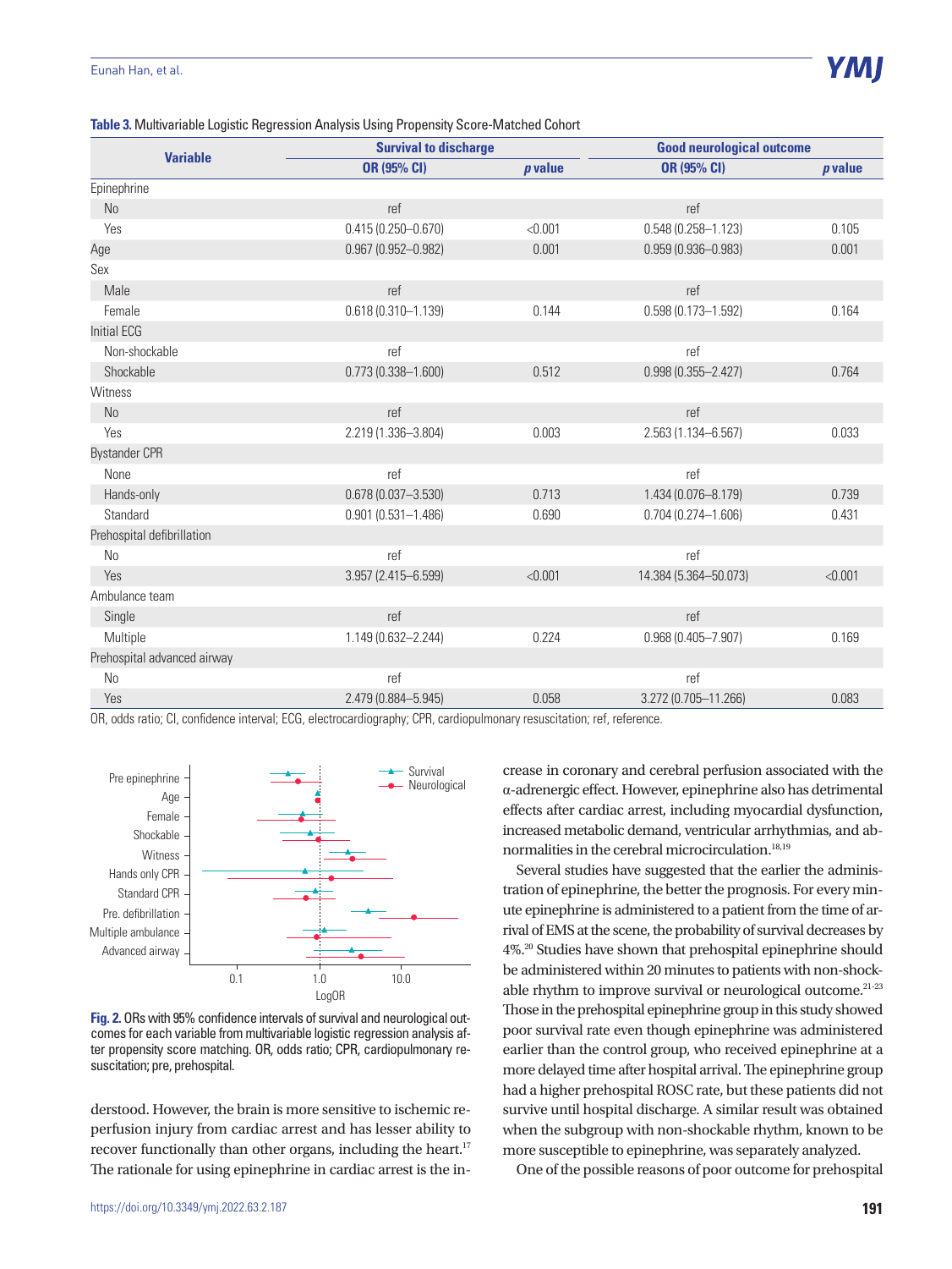**Table 3.** Multivariable Logistic Regression Analysis Using Propensity Score-Matched Cohort

| Variable | Survival to discharge | | Good neurological outcome | |
|---|---|---|---|---|
| | OR (95% CI) | *p* value | OR (95% CI) | *p* value |
| Epinephrine | | | | |
| No | ref | | ref | |
| Yes | 0.415 (0.250–0.670) | <0.001 | 0.548 (0.258–1.123) | 0.105 |
| Age | 0.967 (0.952–0.982) | 0.001 | 0.959 (0.936–0.983) | 0.001 |
| Sex | | | | |
| Male | ref | | ref | |
| Female | 0.618 (0.310–1.139) | 0.144 | 0.598 (0.173–1.592) | 0.164 |
| Initial ECG | | | | |
| Non-shockable | ref | | ref | |
| Shockable | 0.773 (0.338–1.600) | 0.512 | 0.998 (0.355–2.427) | 0.764 |
| Witness | | | | |
| No | ref | | ref | |
| Yes | 2.219 (1.336–3.804) | 0.003 | 2.563 (1.134–6.567) | 0.033 |
| Bystander CPR | | | | |
| None | ref | | ref | |
| Hands-only | 0.678 (0.037–3.530) | 0.713 | 1.434 (0.076–8.179) | 0.739 |
| Standard | 0.901 (0.531–1.486) | 0.690 | 0.704 (0.274–1.606) | 0.431 |
| Prehospital defibrillation | | | | |
| No | ref | | ref | |
| Yes | 3.957 (2.415–6.599) | <0.001 | 14.384 (5.364–50.073) | <0.001 |
| Ambulance team | | | | |
| Single | ref | | ref | |
| Multiple | 1.149 (0.632–2.244) | 0.224 | 0.968 (0.405–7.907) | 0.169 |
| Prehospital advanced airway | | | | |
| No | ref | | ref | |
| Yes | 2.479 (0.884–5.945) | 0.058 | 3.272 (0.705–11.266) | 0.083 |

OR, odds ratio; CI, confidence interval; ECG, electrocardiography; CPR, cardiopulmonary resuscitation; ref, reference.

**Fig. 2.** ORs with 95% confidence intervals of survival and neurological outcomes for each variable from multivariable logistic regression analysis after propensity score matching. OR, odds ratio; CPR, cardiopulmonary resuscitation; pre, prehospital.

derstood. However, the brain is more sensitive to ischemic reperfusion injury from cardiac arrest and has lesser ability to recover functionally than other organs, including the heart.[17] The rationale for using epinephrine in cardiac arrest is the increase in coronary and cerebral perfusion associated with the α-adrenergic effect. However, epinephrine also has detrimental effects after cardiac arrest, including myocardial dysfunction, increased metabolic demand, ventricular arrhythmias, and abnormalities in the cerebral microcirculation.[18,19]

Several studies have suggested that the earlier the administration of epinephrine, the better the prognosis. For every minute epinephrine is administered to a patient from the time of arrival of EMS at the scene, the probability of survival decreases by 4%.[20] Studies have shown that prehospital epinephrine should be administered within 20 minutes to patients with non-shockable rhythm to improve survival or neurological outcome.[21-23] Those in the prehospital epinephrine group in this study showed poor survival rate even though epinephrine was administered earlier than the control group, who received epinephrine at a more delayed time after hospital arrival. The epinephrine group had a higher prehospital ROSC rate, but these patients did not survive until hospital discharge. A similar result was obtained when the subgroup with non-shockable rhythm, known to be more susceptible to epinephrine, was separately analyzed.

One of the possible reasons of poor outcome for prehospital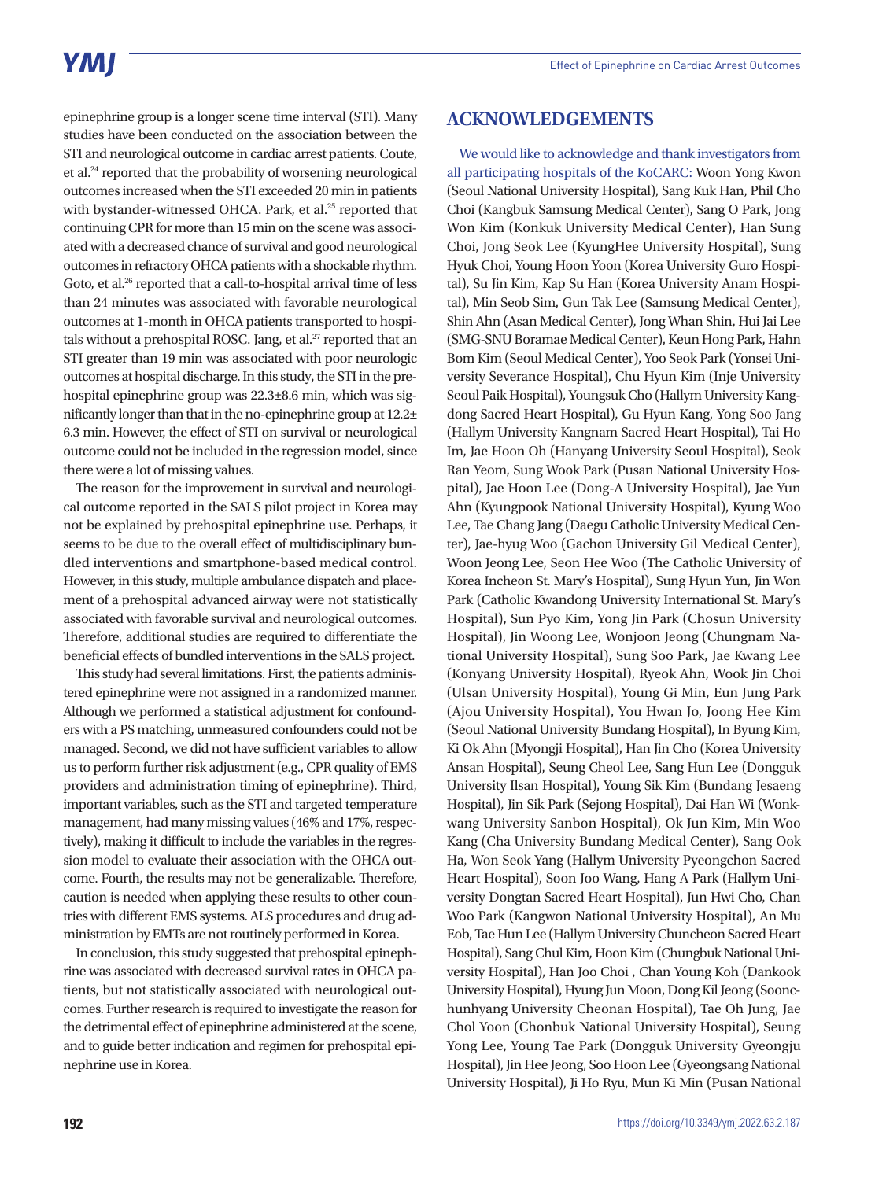epinephrine group is a longer scene time interval (STI). Many studies have been conducted on the association between the STI and neurological outcome in cardiac arrest patients. Coute, et al.[24] reported that the probability of worsening neurological outcomes increased when the STI exceeded 20 min in patients with bystander-witnessed OHCA. Park, et al.[25] reported that continuing CPR for more than 15 min on the scene was associated with a decreased chance of survival and good neurological outcomes in refractory OHCA patients with a shockable rhythm. Goto, et al.[26] reported that a call-to-hospital arrival time of less than 24 minutes was associated with favorable neurological outcomes at 1-month in OHCA patients transported to hospitals without a prehospital ROSC. Jang, et al.[27] reported that an STI greater than 19 min was associated with poor neurologic outcomes at hospital discharge. In this study, the STI in the prehospital epinephrine group was 22.3±8.6 min, which was significantly longer than that in the no-epinephrine group at 12.2±6.3 min. However, the effect of STI on survival or neurological outcome could not be included in the regression model, since there were a lot of missing values.

The reason for the improvement in survival and neurological outcome reported in the SALS pilot project in Korea may not be explained by prehospital epinephrine use. Perhaps, it seems to be due to the overall effect of multidisciplinary bundled interventions and smartphone-based medical control. However, in this study, multiple ambulance dispatch and placement of a prehospital advanced airway were not statistically associated with favorable survival and neurological outcomes. Therefore, additional studies are required to differentiate the beneficial effects of bundled interventions in the SALS project.

This study had several limitations. First, the patients administered epinephrine were not assigned in a randomized manner. Although we performed a statistical adjustment for confounders with a PS matching, unmeasured confounders could not be managed. Second, we did not have sufficient variables to allow us to perform further risk adjustment (e.g., CPR quality of EMS providers and administration timing of epinephrine). Third, important variables, such as the STI and targeted temperature management, had many missing values (46% and 17%, respectively), making it difficult to include the variables in the regression model to evaluate their association with the OHCA outcome. Fourth, the results may not be generalizable. Therefore, caution is needed when applying these results to other countries with different EMS systems. ALS procedures and drug administration by EMTs are not routinely performed in Korea.

In conclusion, this study suggested that prehospital epinephrine was associated with decreased survival rates in OHCA patients, but not statistically associated with neurological outcomes. Further research is required to investigate the reason for the detrimental effect of epinephrine administered at the scene, and to guide better indication and regimen for prehospital epinephrine use in Korea.

## ACKNOWLEDGEMENTS

We would like to acknowledge and thank investigators from all participating hospitals of the KoCARC: Woon Yong Kwon (Seoul National University Hospital), Sang Kuk Han, Phil Cho Choi (Kangbuk Samsung Medical Center), Sang O Park, Jong Won Kim (Konkuk University Medical Center), Han Sung Choi, Jong Seok Lee (KyungHee University Hospital), Sung Hyuk Choi, Young Hoon Yoon (Korea University Guro Hospital), Su Jin Kim, Kap Su Han (Korea University Anam Hospital), Min Seob Sim, Gun Tak Lee (Samsung Medical Center), Shin Ahn (Asan Medical Center), Jong Whan Shin, Hui Jai Lee (SMG-SNU Boramae Medical Center), Keun Hong Park, Hahn Bom Kim (Seoul Medical Center), Yoo Seok Park (Yonsei University Severance Hospital), Chu Hyun Kim (Inje University Seoul Paik Hospital), Youngsuk Cho (Hallym University Kangdong Sacred Heart Hospital), Gu Hyun Kang, Yong Soo Jang (Hallym University Kangnam Sacred Heart Hospital), Tai Ho Im, Jae Hoon Oh (Hanyang University Seoul Hospital), Seok Ran Yeom, Sung Wook Park (Pusan National University Hospital), Jae Hoon Lee (Dong-A University Hospital), Jae Yun Ahn (Kyungpook National University Hospital), Kyung Woo Lee, Tae Chang Jang (Daegu Catholic University Medical Center), Jae-hyug Woo (Gachon University Gil Medical Center), Woon Jeong Lee, Seon Hee Woo (The Catholic University of Korea Incheon St. Mary's Hospital), Sung Hyun Yun, Jin Won Park (Catholic Kwandong University International St. Mary's Hospital), Sun Pyo Kim, Yong Jin Park (Chosun University Hospital), Jin Woong Lee, Wonjoon Jeong (Chungnam National University Hospital), Sung Soo Park, Jae Kwang Lee (Konyang University Hospital), Ryeok Ahn, Wook Jin Choi (Ulsan University Hospital), Young Gi Min, Eun Jung Park (Ajou University Hospital), You Hwan Jo, Joong Hee Kim (Seoul National University Bundang Hospital), In Byung Kim, Ki Ok Ahn (Myongji Hospital), Han Jin Cho (Korea University Ansan Hospital), Seung Cheol Lee, Sang Hun Lee (Dongguk University Ilsan Hospital), Young Sik Kim (Bundang Jesaeng Hospital), Jin Sik Park (Sejong Hospital), Dai Han Wi (Wonkwang University Sanbon Hospital), Ok Jun Kim, Min Woo Kang (Cha University Bundang Medical Center), Sang Ook Ha, Won Seok Yang (Hallym University Pyeongchon Sacred Heart Hospital), Soon Joo Wang, Hang A Park (Hallym University Dongtan Sacred Heart Hospital), Jun Hwi Cho, Chan Woo Park (Kangwon National University Hospital), An Mu Eob, Tae Hun Lee (Hallym University Chuncheon Sacred Heart Hospital), Sang Chul Kim, Hoon Kim (Chungbuk National University Hospital), Han Joo Choi , Chan Young Koh (Dankook University Hospital), Hyung Jun Moon, Dong Kil Jeong (Soonchunhyang University Cheonan Hospital), Tae Oh Jung, Jae Chol Yoon (Chonbuk National University Hospital), Seung Yong Lee, Young Tae Park (Dongguk University Gyeongju Hospital), Jin Hee Jeong, Soo Hoon Lee (Gyeongsang National University Hospital), Ji Ho Ryu, Mun Ki Min (Pusan National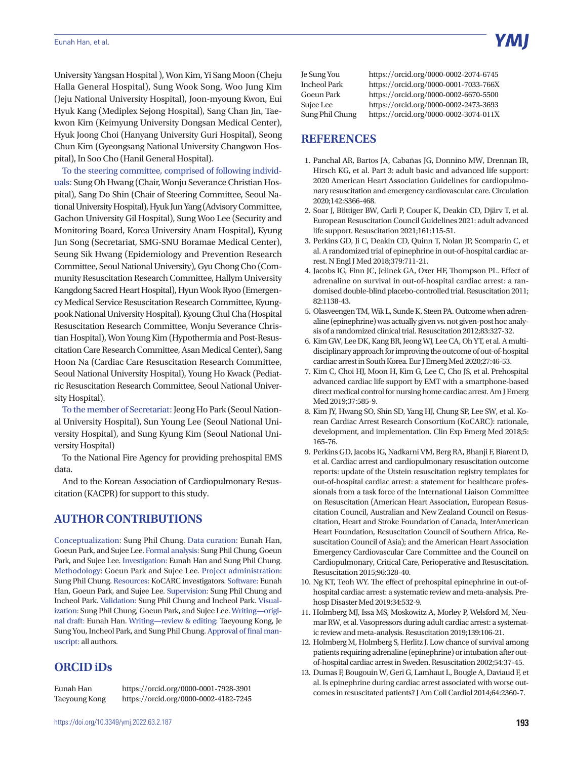University Yangsan Hospital ), Won Kim, Yi Sang Moon (Cheju Halla General Hospital), Sung Wook Song, Woo Jung Kim (Jeju National University Hospital), Joon-myoung Kwon, Eui Hyuk Kang (Mediplex Sejong Hospital), Sang Chan Jin, Taekwon Kim (Keimyung University Dongsan Medical Center), Hyuk Joong Choi (Hanyang University Guri Hospital), Seong Chun Kim (Gyeongsang National University Changwon Hospital), In Soo Cho (Hanil General Hospital).

To the steering committee, comprised of following individuals: Sung Oh Hwang (Chair, Wonju Severance Christian Hospital), Sang Do Shin (Chair of Steering Committee, Seoul National University Hospital), Hyuk Jun Yang (Advisory Committee, Gachon University Gil Hospital), Sung Woo Lee (Security and Monitoring Board, Korea University Anam Hospital), Kyung Jun Song (Secretariat, SMG-SNU Boramae Medical Center), Seung Sik Hwang (Epidemiology and Prevention Research Committee, Seoul National University), Gyu Chong Cho (Community Resuscitation Research Committee, Hallym University Kangdong Sacred Heart Hospital), Hyun Wook Ryoo (Emergency Medical Service Resuscitation Research Committee, Kyungpook National University Hospital), Kyoung Chul Cha (Hospital Resuscitation Research Committee, Wonju Severance Christian Hospital), Won Young Kim (Hypothermia and Post-Resuscitation Care Research Committee, Asan Medical Center), Sang Hoon Na (Cardiac Care Resuscitation Research Committee, Seoul National University Hospital), Young Ho Kwack (Pediatric Resuscitation Research Committee, Seoul National University Hospital).

To the member of Secretariat: Jeong Ho Park (Seoul National University Hospital), Sun Young Lee (Seoul National University Hospital), and Sung Kyung Kim (Seoul National University Hospital)

To the National Fire Agency for providing prehospital EMS data.

And to the Korean Association of Cardiopulmonary Resuscitation (KACPR) for support to this study.

## AUTHOR CONTRIBUTIONS

Conceptualization: Sung Phil Chung. Data curation: Eunah Han, Goeun Park, and Sujee Lee. Formal analysis: Sung Phil Chung, Goeun Park, and Sujee Lee. Investigation: Eunah Han and Sung Phil Chung. Methodology: Goeun Park and Sujee Lee. Project administration: Sung Phil Chung. Resources: KoCARC investigators. Software: Eunah Han, Goeun Park, and Sujee Lee. Supervision: Sung Phil Chung and Incheol Park. Validation: Sung Phil Chung and Incheol Park. Visualization: Sung Phil Chung, Goeun Park, and Sujee Lee. Writing—original draft: Eunah Han. Writing—review & editing: Taeyoung Kong, Je Sung You, Incheol Park, and Sung Phil Chung. Approval of final manuscript: all authors.

## ORCID iDs

| | |
|---|---|
| Eunah Han | https://orcid.org/0000-0001-7928-3901 |
| Taeyoung Kong | https://orcid.org/0000-0002-4182-7245 |
| Je Sung You | https://orcid.org/0000-0002-2074-6745 |
| Incheol Park | https://orcid.org/0000-0001-7033-766X |
| Goeun Park | https://orcid.org/0000-0002-6670-5500 |
| Sujee Lee | https://orcid.org/0000-0002-2473-3693 |
| Sung Phil Chung | https://orcid.org/0000-0002-3074-011X |

## REFERENCES

1. Panchal AR, Bartos JA, Cabañas JG, Donnino MW, Drennan IR, Hirsch KG, et al. Part 3: adult basic and advanced life support: 2020 American Heart Association Guidelines for cardiopulmonary resuscitation and emergency cardiovascular care. Circulation 2020;142:S366-468.
2. Soar J, Böttiger BW, Carli P, Couper K, Deakin CD, Djärv T, et al. European Resuscitation Council Guidelines 2021: adult advanced life support. Resuscitation 2021;161:115-51.
3. Perkins GD, Ji C, Deakin CD, Quinn T, Nolan JP, Scomparin C, et al. A randomized trial of epinephrine in out-of-hospital cardiac arrest. N Engl J Med 2018;379:711-21.
4. Jacobs IG, Finn JC, Jelinek GA, Oxer HF, Thompson PL. Effect of adrenaline on survival in out-of-hospital cardiac arrest: a randomised double-blind placebo-controlled trial. Resuscitation 2011; 82:1138-43.
5. Olasveengen TM, Wik L, Sunde K, Steen PA. Outcome when adrenaline (epinephrine) was actually given vs. not given-post hoc analysis of a randomized clinical trial. Resuscitation 2012;83:327-32.
6. Kim GW, Lee DK, Kang BR, Jeong WJ, Lee CA, Oh YT, et al. A multidisciplinary approach for improving the outcome of out-of-hospital cardiac arrest in South Korea. Eur J Emerg Med 2020;27:46-53.
7. Kim C, Choi HJ, Moon H, Kim G, Lee C, Cho JS, et al. Prehospital advanced cardiac life support by EMT with a smartphone-based direct medical control for nursing home cardiac arrest. Am J Emerg Med 2019;37:585-9.
8. Kim JY, Hwang SO, Shin SD, Yang HJ, Chung SP, Lee SW, et al. Korean Cardiac Arrest Research Consortium (KoCARC): rationale, development, and implementation. Clin Exp Emerg Med 2018;5: 165-76.
9. Perkins GD, Jacobs IG, Nadkarni VM, Berg RA, Bhanji F, Biarent D, et al. Cardiac arrest and cardiopulmonary resuscitation outcome reports: update of the Utstein resuscitation registry templates for out-of-hospital cardiac arrest: a statement for healthcare professionals from a task force of the International Liaison Committee on Resuscitation (American Heart Association, European Resuscitation Council, Australian and New Zealand Council on Resuscitation, Heart and Stroke Foundation of Canada, InterAmerican Heart Foundation, Resuscitation Council of Southern Africa, Resuscitation Council of Asia); and the American Heart Association Emergency Cardiovascular Care Committee and the Council on Cardiopulmonary, Critical Care, Perioperative and Resuscitation. Resuscitation 2015;96:328-40.
10. Ng KT, Teoh WY. The effect of prehospital epinephrine in out-of-hospital cardiac arrest: a systematic review and meta-analysis. Prehosp Disaster Med 2019;34:532-9.
11. Holmberg MJ, Issa MS, Moskowitz A, Morley P, Welsford M, Neumar RW, et al. Vasopressors during adult cardiac arrest: a systematic review and meta-analysis. Resuscitation 2019;139:106-21.
12. Holmberg M, Holmberg S, Herlitz J. Low chance of survival among patients requiring adrenaline (epinephrine) or intubation after out-of-hospital cardiac arrest in Sweden. Resuscitation 2002;54:37-45.
13. Dumas F, Bougouin W, Geri G, Lamhaut L, Bougle A, Daviaud F, et al. Is epinephrine during cardiac arrest associated with worse outcomes in resuscitated patients? J Am Coll Cardiol 2014;64:2360-7.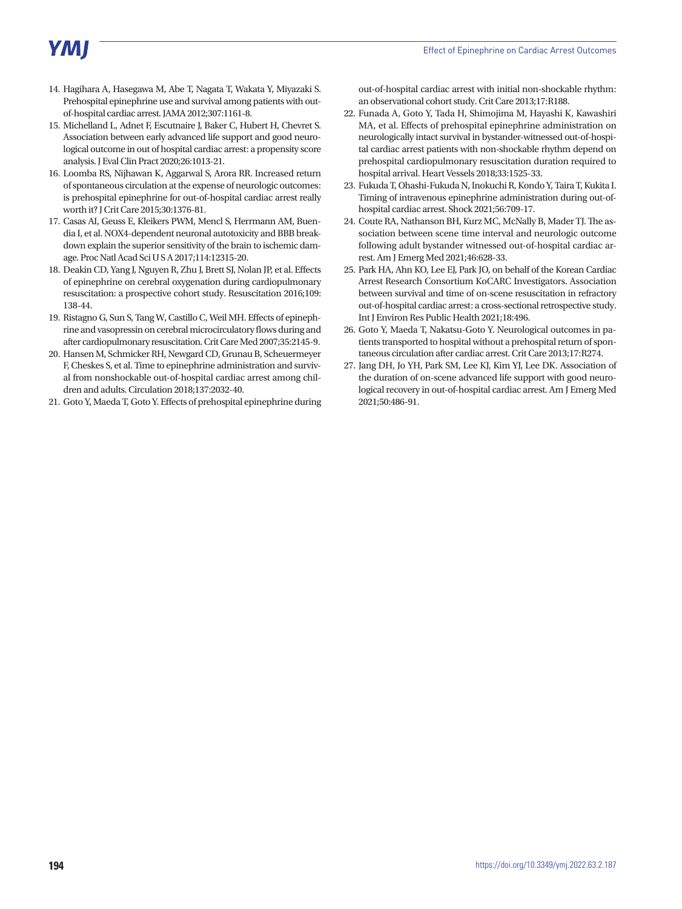14. Hagihara A, Hasegawa M, Abe T, Nagata T, Wakata Y, Miyazaki S. Prehospital epinephrine use and survival among patients with out-of-hospital cardiac arrest. JAMA 2012;307:1161-8.
15. Michelland L, Adnet F, Escutnaire J, Baker C, Hubert H, Chevret S. Association between early advanced life support and good neurological outcome in out of hospital cardiac arrest: a propensity score analysis. J Eval Clin Pract 2020;26:1013-21.
16. Loomba RS, Nijhawan K, Aggarwal S, Arora RR. Increased return of spontaneous circulation at the expense of neurologic outcomes: is prehospital epinephrine for out-of-hospital cardiac arrest really worth it? J Crit Care 2015;30:1376-81.
17. Casas AI, Geuss E, Kleikers PWM, Mencl S, Herrmann AM, Buendia I, et al. NOX4-dependent neuronal autotoxicity and BBB breakdown explain the superior sensitivity of the brain to ischemic damage. Proc Natl Acad Sci U S A 2017;114:12315-20.
18. Deakin CD, Yang J, Nguyen R, Zhu J, Brett SJ, Nolan JP, et al. Effects of epinephrine on cerebral oxygenation during cardiopulmonary resuscitation: a prospective cohort study. Resuscitation 2016;109:138-44.
19. Ristagno G, Sun S, Tang W, Castillo C, Weil MH. Effects of epinephrine and vasopressin on cerebral microcirculatory flows during and after cardiopulmonary resuscitation. Crit Care Med 2007;35:2145-9.
20. Hansen M, Schmicker RH, Newgard CD, Grunau B, Scheuermeyer F, Cheskes S, et al. Time to epinephrine administration and survival from nonshockable out-of-hospital cardiac arrest among children and adults. Circulation 2018;137:2032-40.
21. Goto Y, Maeda T, Goto Y. Effects of prehospital epinephrine during out-of-hospital cardiac arrest with initial non-shockable rhythm: an observational cohort study. Crit Care 2013;17:R188.
22. Funada A, Goto Y, Tada H, Shimojima M, Hayashi K, Kawashiri MA, et al. Effects of prehospital epinephrine administration on neurologically intact survival in bystander-witnessed out-of-hospital cardiac arrest patients with non-shockable rhythm depend on prehospital cardiopulmonary resuscitation duration required to hospital arrival. Heart Vessels 2018;33:1525-33.
23. Fukuda T, Ohashi-Fukuda N, Inokuchi R, Kondo Y, Taira T, Kukita I. Timing of intravenous epinephrine administration during out-of-hospital cardiac arrest. Shock 2021;56:709-17.
24. Coute RA, Nathanson BH, Kurz MC, McNally B, Mader TJ. The association between scene time interval and neurologic outcome following adult bystander witnessed out-of-hospital cardiac arrest. Am J Emerg Med 2021;46:628-33.
25. Park HA, Ahn KO, Lee EJ, Park JO, on behalf of the Korean Cardiac Arrest Research Consortium KoCARC Investigators. Association between survival and time of on-scene resuscitation in refractory out-of-hospital cardiac arrest: a cross-sectional retrospective study. Int J Environ Res Public Health 2021;18:496.
26. Goto Y, Maeda T, Nakatsu-Goto Y. Neurological outcomes in patients transported to hospital without a prehospital return of spontaneous circulation after cardiac arrest. Crit Care 2013;17:R274.
27. Jang DH, Jo YH, Park SM, Lee KJ, Kim YJ, Lee DK. Association of the duration of on-scene advanced life support with good neurological recovery in out-of-hospital cardiac arrest. Am J Emerg Med 2021;50:486-91.